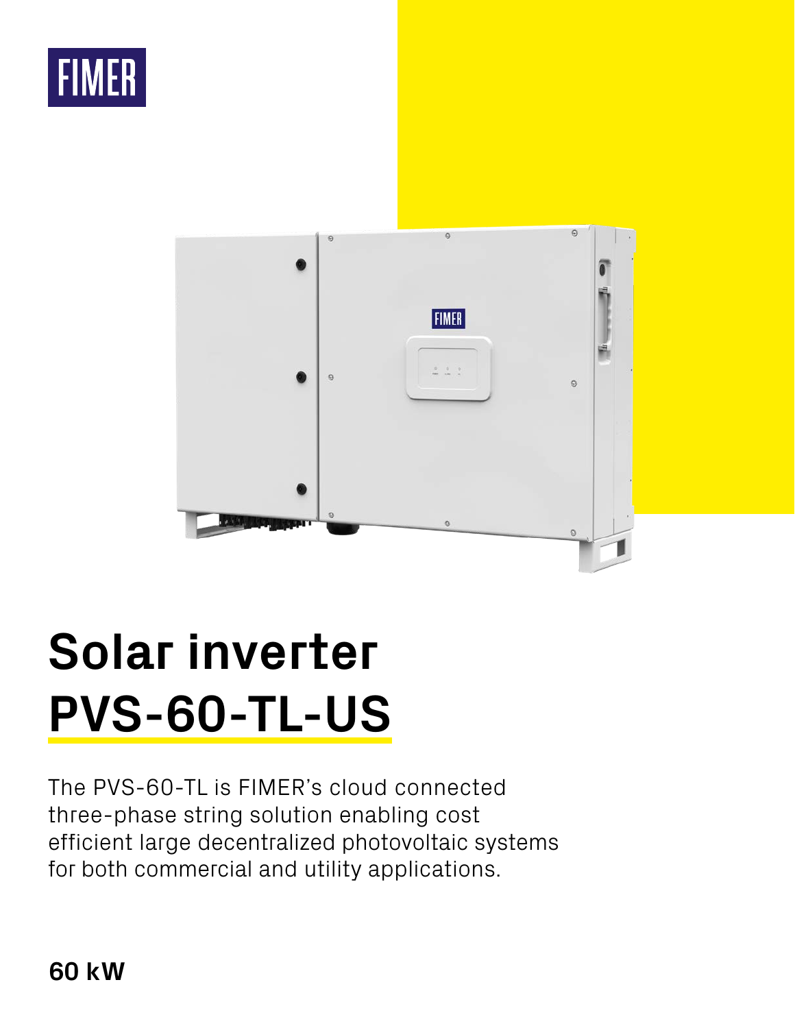FIMER

# Solar inverter
# PVS-60-TL-US

The PVS-60-TL is FIMER's cloud connected three-phase string solution enabling cost efficient large decentralized photovoltaic systems for both commercial and utility applications.

**60 kW**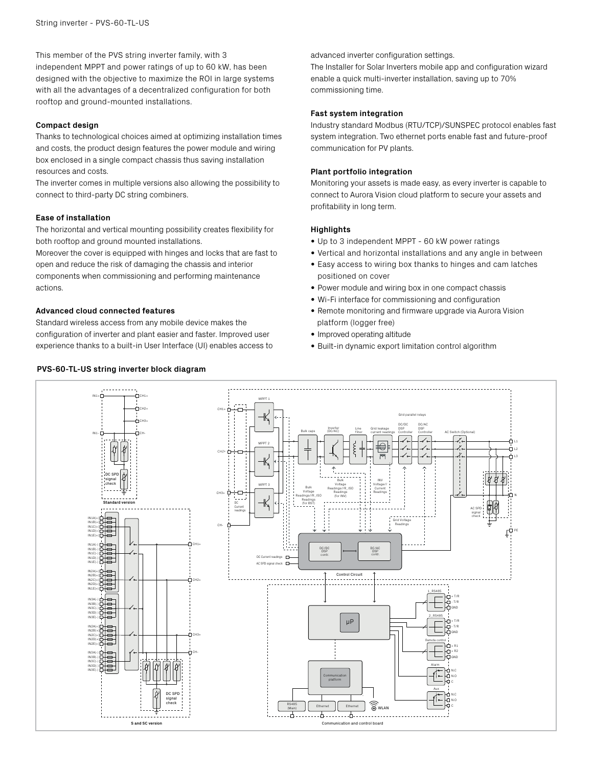This member of the PVS string inverter family, with 3 independent MPPT and power ratings of up to 60 kW, has been designed with the objective to maximize the ROI in large systems with all the advantages of a decentralized configuration for both rooftop and ground-mounted installations.

### Compact design

Thanks to technological choices aimed at optimizing installation times and costs, the product design features the power module and wiring box enclosed in a single compact chassis thus saving installation resources and costs.
The inverter comes in multiple versions also allowing the possibility to connect to third-party DC string combiners.

### Ease of installation

The horizontal and vertical mounting possibility creates flexibility for both rooftop and ground mounted installations.
Moreover the cover is equipped with hinges and locks that are fast to open and reduce the risk of damaging the chassis and interior components when commissioning and performing maintenance actions.

### Advanced cloud connected features

Standard wireless access from any mobile device makes the configuration of inverter and plant easier and faster. Improved user experience thanks to a built-in User Interface (UI) enables access to advanced inverter configuration settings.
The Installer for Solar Inverters mobile app and configuration wizard enable a quick multi-inverter installation, saving up to 70% commissioning time.

### Fast system integration

Industry standard Modbus (RTU/TCP)/SUNSPEC protocol enables fast system integration. Two ethernet ports enable fast and future-proof communication for PV plants.

### Plant portfolio integration

Monitoring your assets is made easy, as every inverter is capable to connect to Aurora Vision cloud platform to secure your assets and profitability in long term.

### Highlights

- Up to 3 independent MPPT - 60 kW power ratings
- Vertical and horizontal installations and any angle in between
- Easy access to wiring box thanks to hinges and cam latches positioned on cover
- Power module and wiring box in one compact chassis
- Wi-Fi interface for commissioning and configuration
- Remote monitoring and firmware upgrade via Aurora Vision platform (logger free)
- Improved operating altitude
- Built-in dynamic export limitation control algorithm

### PVS-60-TL-US string inverter block diagram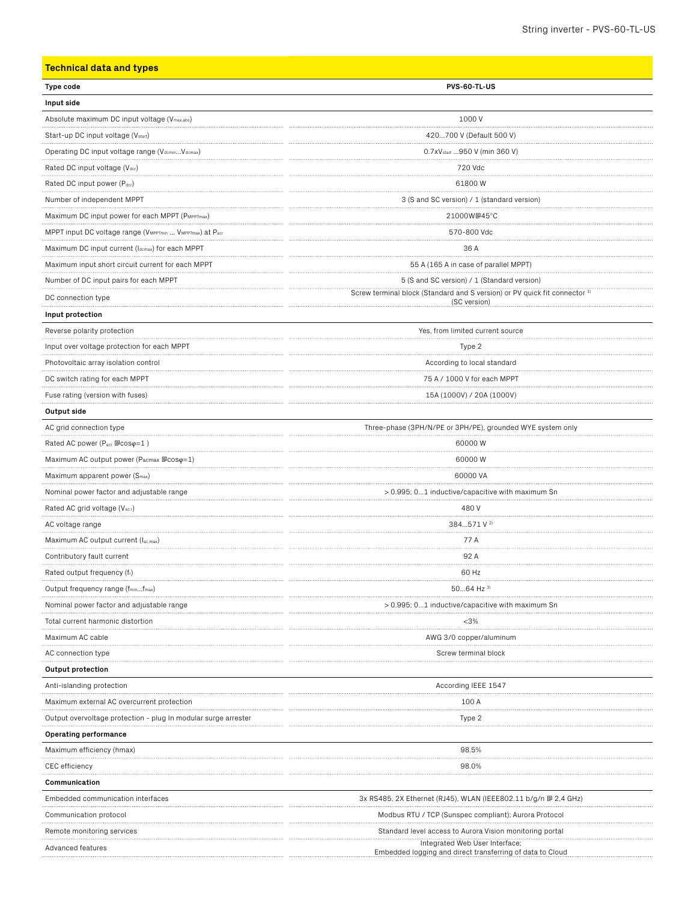## Technical data and types

| Type code | PVS-60-TL-US |
|---|---|
| **Input side** | |
| Absolute maximum DC input voltage ($V_{max,abs}$) | 1000 V |
| Start-up DC input voltage ($V_{start}$) | 420...700 V (Default 500 V) |
| Operating DC input voltage range ($V_{dcmin}$...$V_{dcmax}$) | 0.7x$V_{start}$ ...950 V (min 360 V) |
| Rated DC input voltage ($V_{dcr}$) | 720 Vdc |
| Rated DC input power ($P_{dcr}$) | 61800 W |
| Number of independent MPPT | 3 (S and SC version) / 1 (standard version) |
| Maximum DC input power for each MPPT ($P_{MPPTmax}$) | 21000W@45°C |
| MPPT input DC voltage range ($V_{MPPTmin}$ ... $V_{MPPTmax}$) at $P_{acr}$ | 570-800 Vdc |
| Maximum DC input current ($I_{dcmax}$) for each MPPT | 36 A |
| Maximum input short circuit current for each MPPT | 55 A (165 A in case of parallel MPPT) |
| Number of DC input pairs for each MPPT | 5 (S and SC version) / 1 (Standard version) |
| DC connection type | Screw terminal block (Standard and S version) or PV quick fit connector [1] (SC version) |
| **Input protection** | |
| Reverse polarity protection | Yes, from limited current source |
| Input over voltage protection for each MPPT | Type 2 |
| Photovoltaic array isolation control | According to local standard |
| DC switch rating for each MPPT | 75 A / 1000 V for each MPPT |
| Fuse rating (version with fuses) | 15A (1000V) / 20A (1000V) |
| **Output side** | |
| AC grid connection type | Three-phase (3PH/N/PE or 3PH/PE), grounded WYE system only |
| Rated AC power ($P_{acr}$ @cosφ=1 ) | 60000 W |
| Maximum AC output power ($P_{acmax}$ @cosφ=1) | 60000 W |
| Maximum apparent power ($S_{max}$) | 60000 VA |
| Nominal power factor and adjustable range | > 0.995; 0...1 inductive/capacitive with maximum Sn |
| Rated AC grid voltage ($V_{ac,r}$) | 480 V |
| AC voltage range | 384...571 V [2] |
| Maximum AC output current ($I_{ac,max}$) | 77 A |
| Contributory fault current | 92 A |
| Rated output frequency ($f_r$) | 60 Hz |
| Output frequency range ($f_{min}$...$f_{max}$) | 50...64 Hz [3] |
| Nominal power factor and adjustable range | > 0.995; 0...1 inductive/capacitive with maximum Sn |
| Total current harmonic distortion | <3% |
| Maximum AC cable | AWG 3/0 copper/aluminum |
| AC connection type | Screw terminal block |
| **Output protection** | |
| Anti-islanding protection | According IEEE 1547 |
| Maximum external AC overcurrent protection | 100 A |
| Output overvoltage protection - plug In modular surge arrester | Type 2 |
| **Operating performance** | |
| Maximum efficiency (hmax) | 98.5% |
| CEC efficiency | 98.0% |
| **Communication** | |
| Embedded communication interfaces | 3x RS485, 2X Ethernet (RJ45), WLAN (IEEE802.11 b/g/n @ 2,4 GHz) |
| Communication protocol | Modbus RTU / TCP (Sunspec compliant); Aurora Protocol |
| Remote monitoring services | Standard level access to Aurora Vision monitoring portal |
| Advanced features | Integrated Web User Interface; Embedded logging and direct transferring of data to Cloud |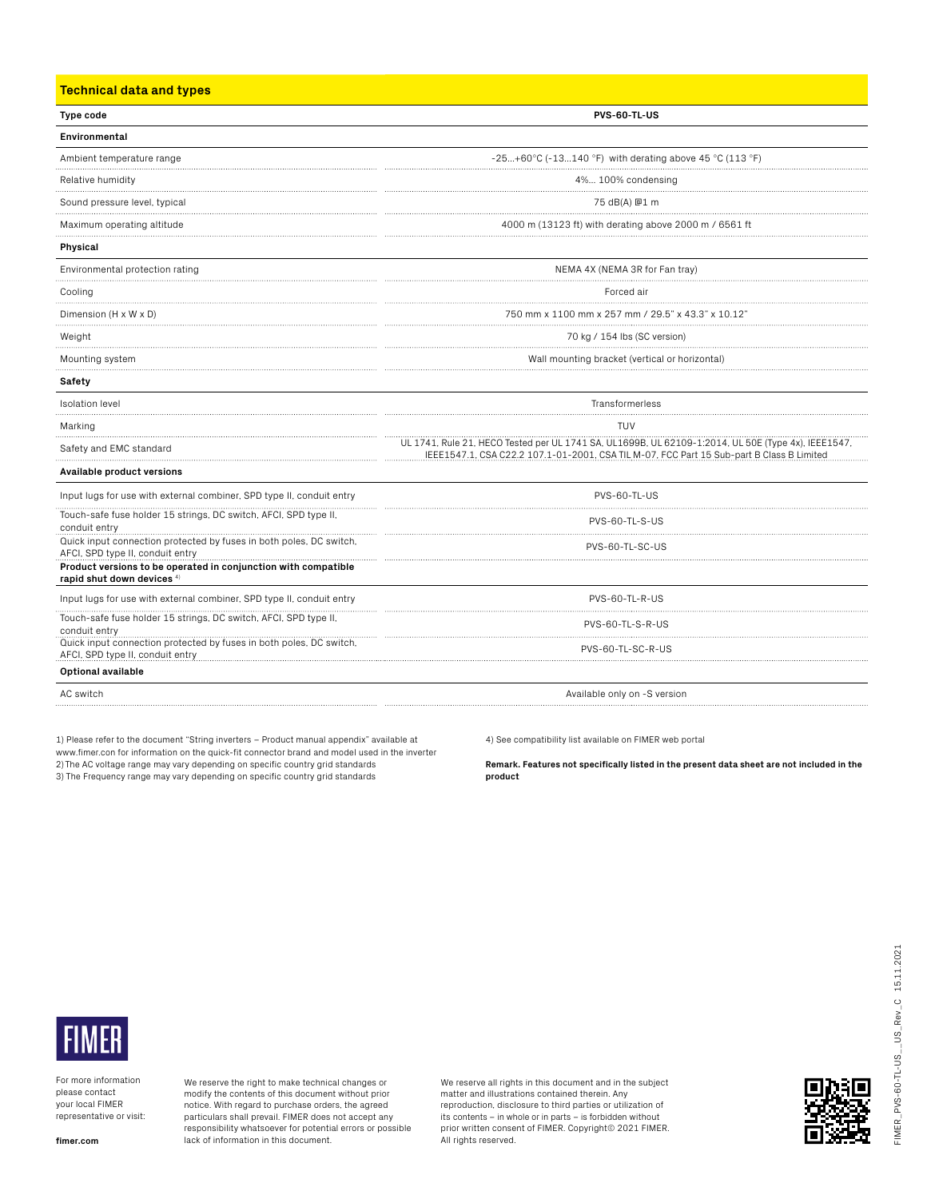## Technical data and types

| Type code | PVS-60-TL-US |
|---|---|
| **Environmental** | |
| Ambient temperature range | -25...+60°C (-13...140 °F) with derating above 45 °C (113 °F) |
| Relative humidity | 4%... 100% condensing |
| Sound pressure level, typical | 75 dB(A) @1 m |
| Maximum operating altitude | 4000 m (13123 ft) with derating above 2000 m / 6561 ft |
| **Physical** | |
| Environmental protection rating | NEMA 4X (NEMA 3R for Fan tray) |
| Cooling | Forced air |
| Dimension (H x W x D) | 750 mm x 1100 mm x 257 mm / 29.5" x 43.3" x 10.12" |
| Weight | 70 kg / 154 lbs (SC version) |
| Mounting system | Wall mounting bracket (vertical or horizontal) |
| **Safety** | |
| Isolation level | Transformerless |
| Marking | TUV |
| Safety and EMC standard | UL 1741, Rule 21, HECO Tested per UL 1741 SA, UL1699B, UL 62109-1:2014, UL 50E (Type 4x), IEEE1547, IEEE1547.1, CSA C22.2 107.1-01-2001, CSA TIL M-07, FCC Part 15 Sub-part B Class B Limited |
| **Available product versions** | |
| Input lugs for use with external combiner, SPD type II, conduit entry | PVS-60-TL-US |
| Touch-safe fuse holder 15 strings, DC switch, AFCI, SPD type II, conduit entry | PVS-60-TL-S-US |
| Quick input connection protected by fuses in both poles, DC switch, AFCI, SPD type II, conduit entry | PVS-60-TL-SC-US |
| **Product versions to be operated in conjunction with compatible rapid shut down devices** [4] | |
| Input lugs for use with external combiner, SPD type II, conduit entry | PVS-60-TL-R-US |
| Touch-safe fuse holder 15 strings, DC switch, AFCI, SPD type II, conduit entry | PVS-60-TL-S-R-US |
| Quick input connection protected by fuses in both poles, DC switch, AFCI, SPD type II, conduit entry | PVS-60-TL-SC-R-US |
| **Optional available** | |
| AC switch | Available only on -S version |

1) Please refer to the document "String inverters – Product manual appendix" available at www.fimer.com for information on the quick-fit connector brand and model used in the inverter
2) The AC voltage range may vary depending on specific country grid standards
3) The Frequency range may vary depending on specific country grid standards

4) See compatibility list available on FIMER web portal

**Remark. Features not specifically listed in the present data sheet are not included in the product**

FIMER

For more information please contact your local FIMER representative or visit:

**fimer.com**

We reserve the right to make technical changes or modify the contents of this document without prior notice. With regard to purchase orders, the agreed particulars shall prevail. FIMER does not accept any responsibility whatsoever for potential errors or possible lack of information in this document.

We reserve all rights in this document and in the subject matter and illustrations contained therein. Any reproduction, disclosure to third parties or utilization of its contents – in whole or in parts – is forbidden without prior written consent of FIMER. Copyright© 2021 FIMER. All rights reserved.

FIMER_PVS-60-TL-US__US_Rev_C 15.11.2021